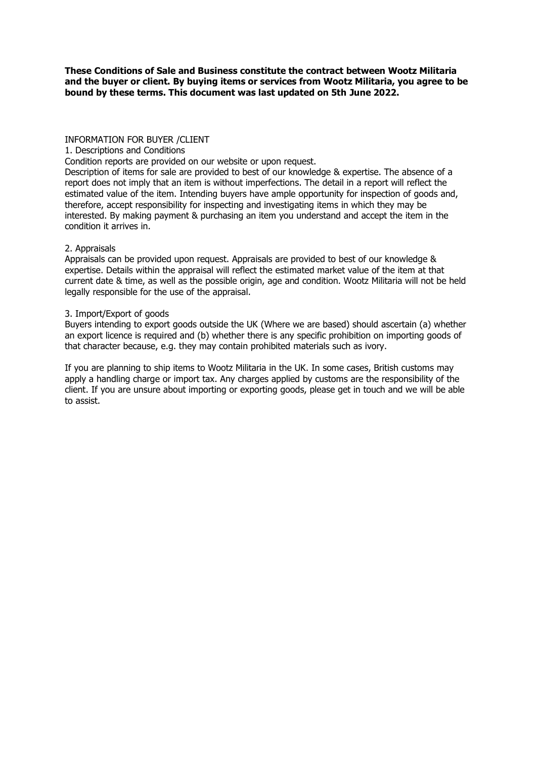**These Conditions of Sale and Business constitute the contract between Wootz Militaria and the buyer or client. By buying items or services from Wootz Militaria, you agree to be bound by these terms. This document was last updated on 5th June 2022.**

INFORMATION FOR BUYER /CLIENT

1. Descriptions and Conditions

Condition reports are provided on our website or upon request.

Description of items for sale are provided to best of our knowledge & expertise. The absence of a report does not imply that an item is without imperfections. The detail in a report will reflect the estimated value of the item. Intending buyers have ample opportunity for inspection of goods and, therefore, accept responsibility for inspecting and investigating items in which they may be interested. By making payment & purchasing an item you understand and accept the item in the condition it arrives in.

2. Appraisals

Appraisals can be provided upon request. Appraisals are provided to best of our knowledge & expertise. Details within the appraisal will reflect the estimated market value of the item at that current date & time, as well as the possible origin, age and condition. Wootz Militaria will not be held legally responsible for the use of the appraisal.

3. Import/Export of goods

Buyers intending to export goods outside the UK (Where we are based) should ascertain (a) whether an export licence is required and (b) whether there is any specific prohibition on importing goods of that character because, e.g. they may contain prohibited materials such as ivory.

If you are planning to ship items to Wootz Militaria in the UK. In some cases, British customs may apply a handling charge or import tax. Any charges applied by customs are the responsibility of the client. If you are unsure about importing or exporting goods, please get in touch and we will be able to assist.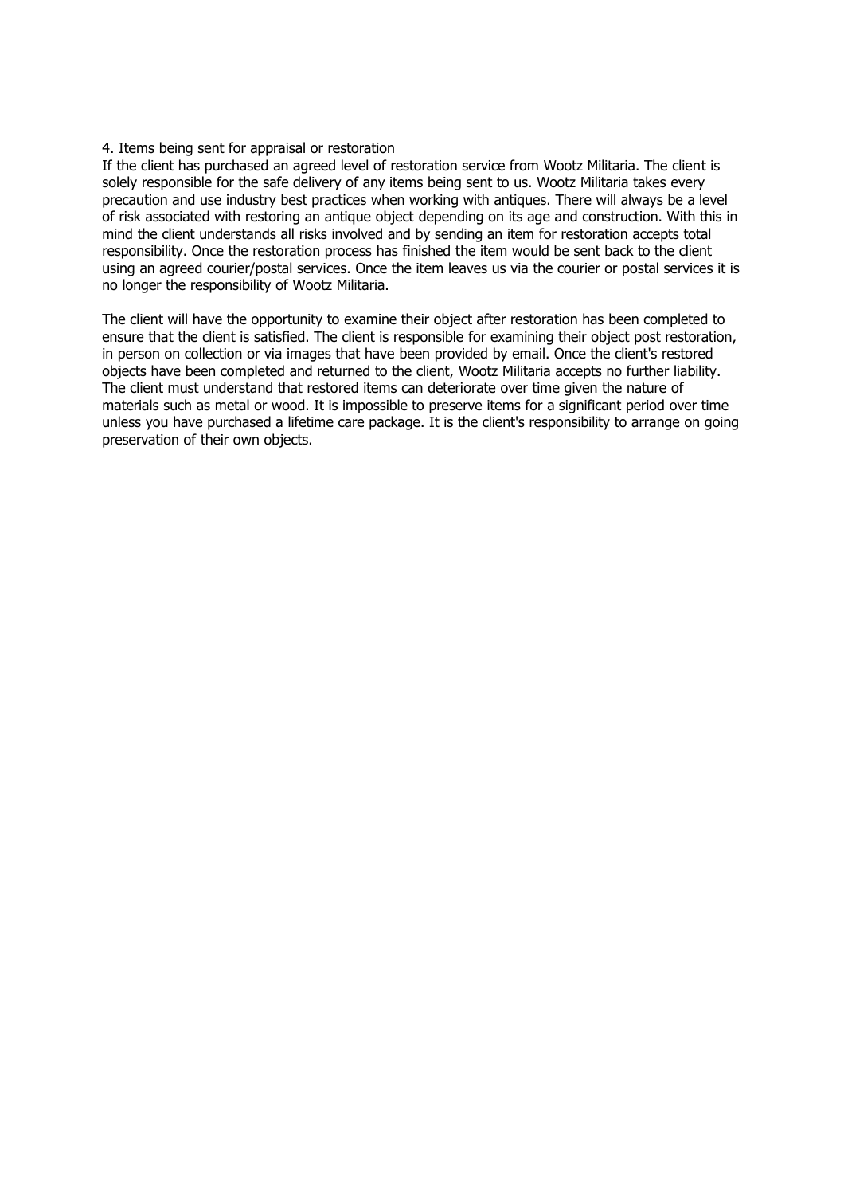4. Items being sent for appraisal or restoration

If the client has purchased an agreed level of restoration service from Wootz Militaria. The client is solely responsible for the safe delivery of any items being sent to us. Wootz Militaria takes every precaution and use industry best practices when working with antiques. There will always be a level of risk associated with restoring an antique object depending on its age and construction. With this in mind the client understands all risks involved and by sending an item for restoration accepts total responsibility. Once the restoration process has finished the item would be sent back to the client using an agreed courier/postal services. Once the item leaves us via the courier or postal services it is no longer the responsibility of Wootz Militaria.

The client will have the opportunity to examine their object after restoration has been completed to ensure that the client is satisfied. The client is responsible for examining their object post restoration, in person on collection or via images that have been provided by email. Once the client's restored objects have been completed and returned to the client, Wootz Militaria accepts no further liability. The client must understand that restored items can deteriorate over time given the nature of materials such as metal or wood. It is impossible to preserve items for a significant period over time unless you have purchased a lifetime care package. It is the client's responsibility to arrange on going preservation of their own objects.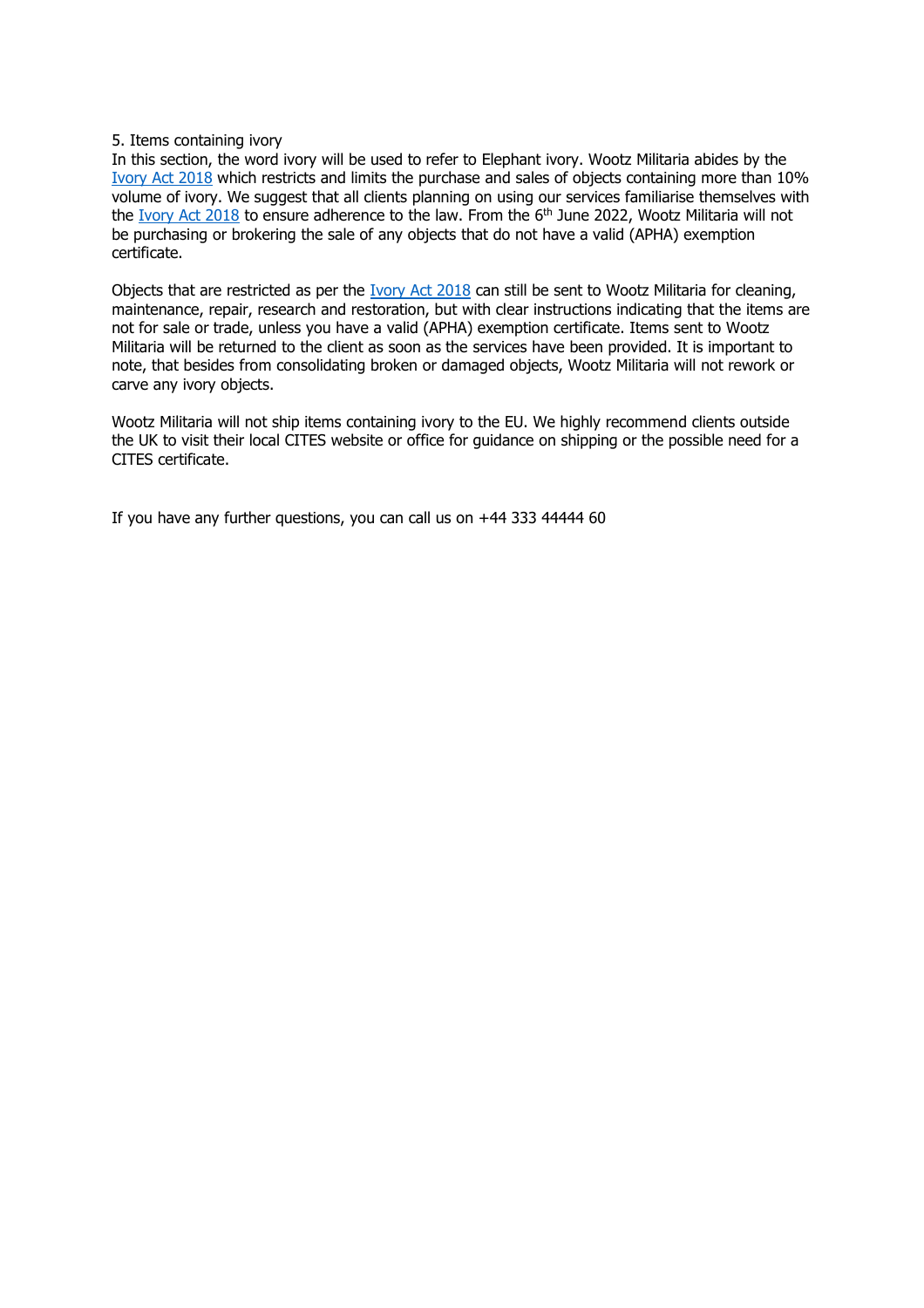5. Items containing ivory

In this section, the word ivory will be used to refer to Elephant ivory. Wootz Militaria abides by the Ivory Act 2018 which restricts and limits the purchase and sales of objects containing more than 10% volume of ivory. We suggest that all clients planning on using our services familiarise themselves with the Ivory Act 2018 to ensure adherence to the law. From the 6th June 2022, Wootz Militaria will not be purchasing or brokering the sale of any objects that do not have a valid (APHA) exemption certificate.

Objects that are restricted as per the Ivory Act 2018 can still be sent to Wootz Militaria for cleaning, maintenance, repair, research and restoration, but with clear instructions indicating that the items are not for sale or trade, unless you have a valid (APHA) exemption certificate. Items sent to Wootz Militaria will be returned to the client as soon as the services have been provided. It is important to note, that besides from consolidating broken or damaged objects, Wootz Militaria will not rework or carve any ivory objects.

Wootz Militaria will not ship items containing ivory to the EU. We highly recommend clients outside the UK to visit their local CITES website or office for guidance on shipping or the possible need for a CITES certificate.

If you have any further questions, you can call us on +44 333 44444 60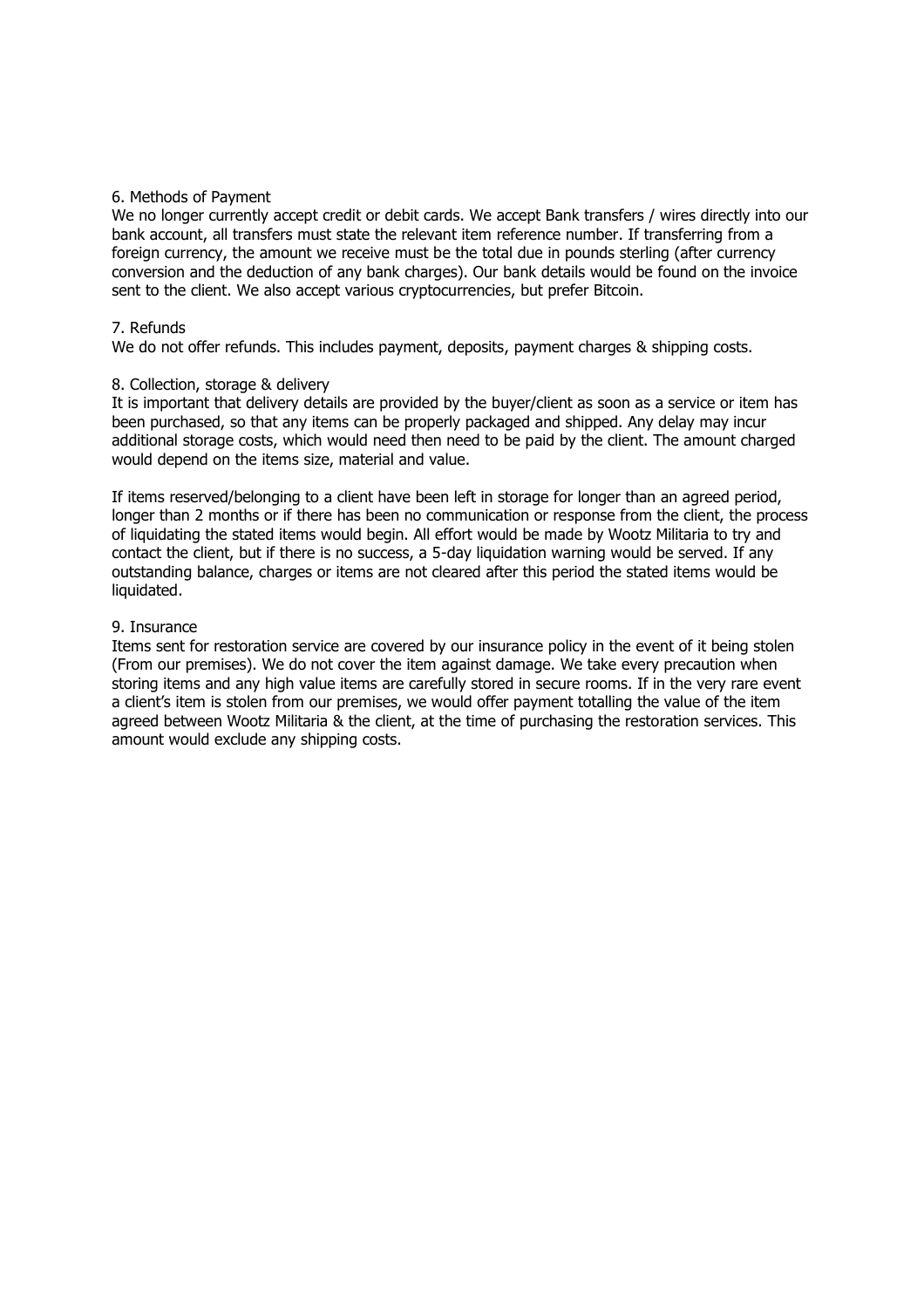## 6. Methods of Payment

We no longer currently accept credit or debit cards. We accept Bank transfers / wires directly into our bank account, all transfers must state the relevant item reference number. If transferring from a foreign currency, the amount we receive must be the total due in pounds sterling (after currency conversion and the deduction of any bank charges). Our bank details would be found on the invoice sent to the client. We also accept various cryptocurrencies, but prefer Bitcoin.

## 7. Refunds

We do not offer refunds. This includes payment, deposits, payment charges & shipping costs.

## 8. Collection, storage & delivery

It is important that delivery details are provided by the buyer/client as soon as a service or item has been purchased, so that any items can be properly packaged and shipped. Any delay may incur additional storage costs, which would need then need to be paid by the client. The amount charged would depend on the items size, material and value.

If items reserved/belonging to a client have been left in storage for longer than an agreed period, longer than 2 months or if there has been no communication or response from the client, the process of liquidating the stated items would begin. All effort would be made by Wootz Militaria to try and contact the client, but if there is no success, a 5-day liquidation warning would be served. If any outstanding balance, charges or items are not cleared after this period the stated items would be liquidated.

## 9. Insurance

Items sent for restoration service are covered by our insurance policy in the event of it being stolen (From our premises). We do not cover the item against damage. We take every precaution when storing items and any high value items are carefully stored in secure rooms. If in the very rare event a client's item is stolen from our premises, we would offer payment totalling the value of the item agreed between Wootz Militaria & the client, at the time of purchasing the restoration services. This amount would exclude any shipping costs.